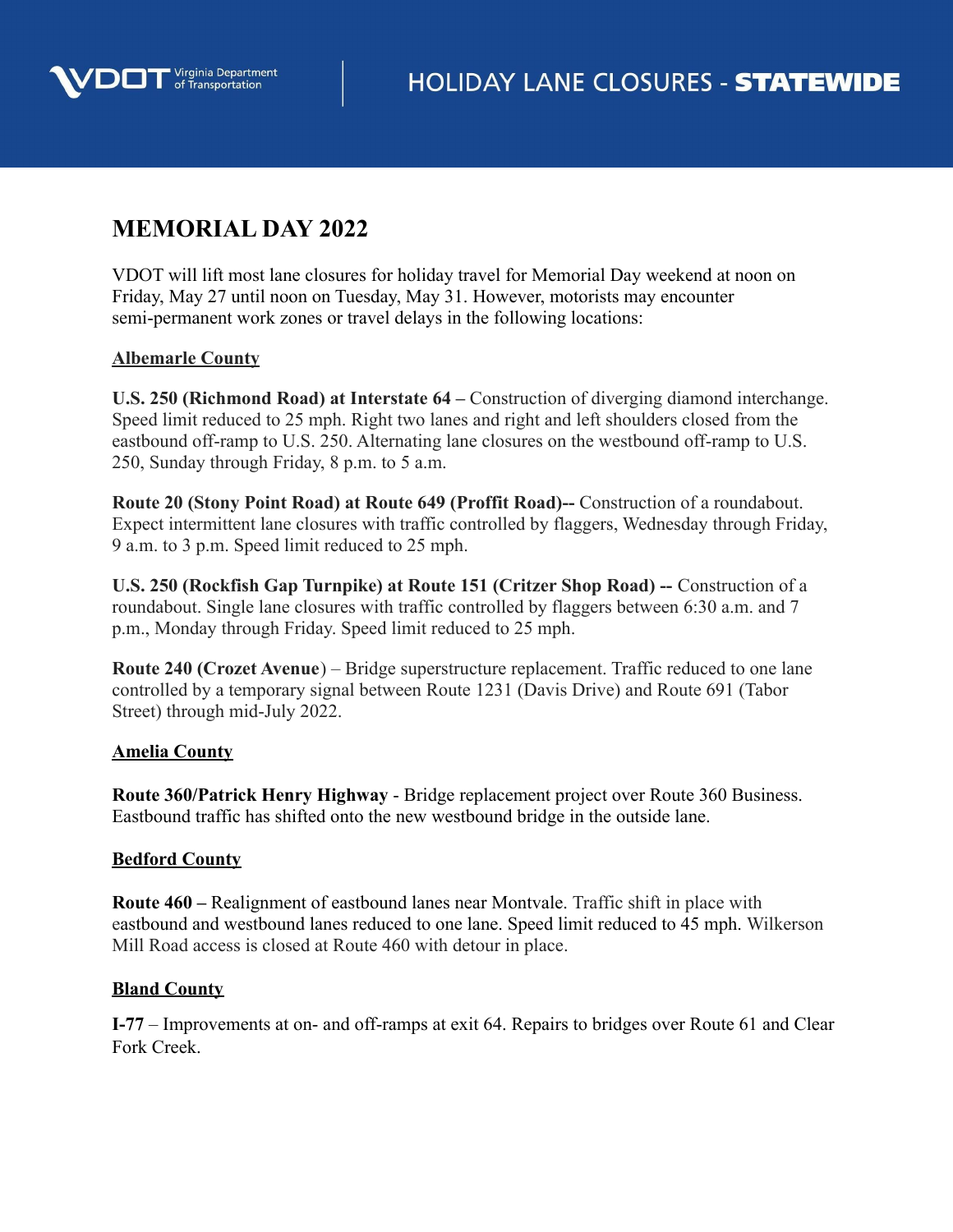VDOT Virginia Department of Transportation | HOLIDAY LANE CLOSURES - **STATEWIDE**

# MEMORIAL DAY 2022

VDOT will lift most lane closures for holiday travel for Memorial Day weekend at noon on Friday, May 27 until noon on Tuesday, May 31. However, motorists may encounter semi-permanent work zones or travel delays in the following locations:

## Albemarle County

**U.S. 250 (Richmond Road) at Interstate 64 –** Construction of diverging diamond interchange. Speed limit reduced to 25 mph. Right two lanes and right and left shoulders closed from the eastbound off-ramp to U.S. 250. Alternating lane closures on the westbound off-ramp to U.S. 250, Sunday through Friday, 8 p.m. to 5 a.m.

**Route 20 (Stony Point Road) at Route 649 (Proffit Road)--** Construction of a roundabout. Expect intermittent lane closures with traffic controlled by flaggers, Wednesday through Friday, 9 a.m. to 3 p.m. Speed limit reduced to 25 mph.

**U.S. 250 (Rockfish Gap Turnpike) at Route 151 (Critzer Shop Road) --** Construction of a roundabout. Single lane closures with traffic controlled by flaggers between 6:30 a.m. and 7 p.m., Monday through Friday. Speed limit reduced to 25 mph.

**Route 240 (Crozet Avenue**) – Bridge superstructure replacement. Traffic reduced to one lane controlled by a temporary signal between Route 1231 (Davis Drive) and Route 691 (Tabor Street) through mid-July 2022.

## Amelia County

**Route 360/Patrick Henry Highway** - Bridge replacement project over Route 360 Business. Eastbound traffic has shifted onto the new westbound bridge in the outside lane.

## Bedford County

**Route 460 –** Realignment of eastbound lanes near Montvale. Traffic shift in place with eastbound and westbound lanes reduced to one lane. Speed limit reduced to 45 mph. Wilkerson Mill Road access is closed at Route 460 with detour in place.

## Bland County

**I-77** – Improvements at on- and off-ramps at exit 64. Repairs to bridges over Route 61 and Clear Fork Creek.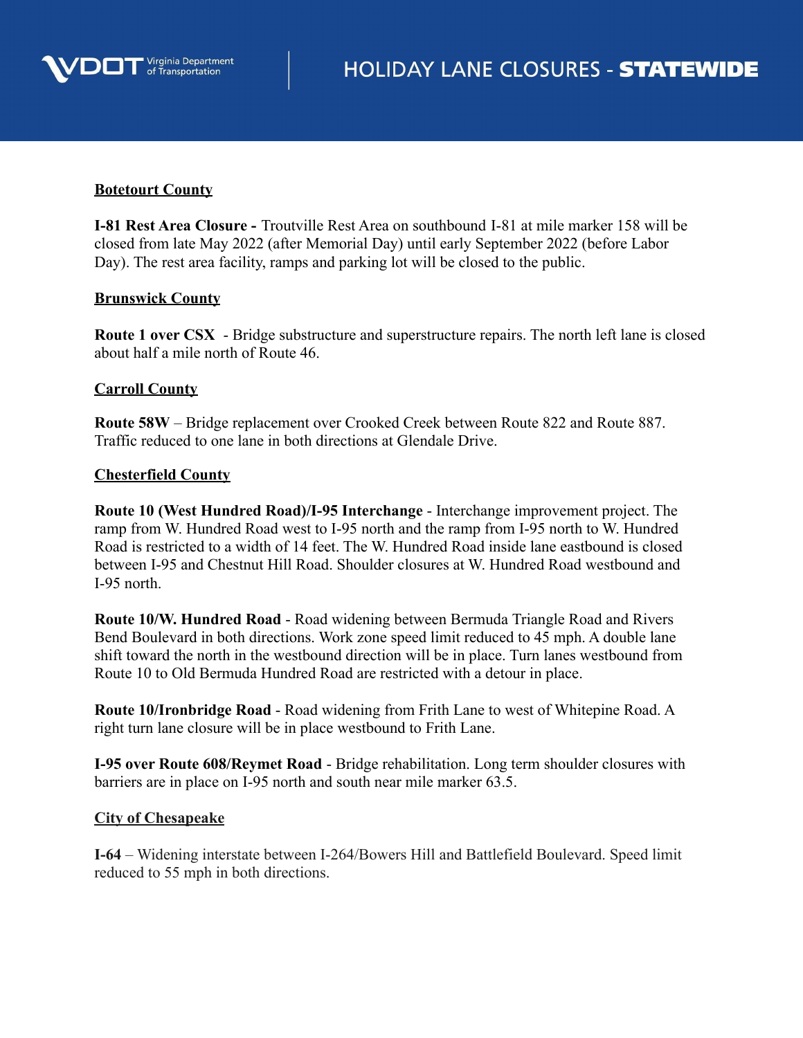**Botetourt County**

**I-81 Rest Area Closure -** Troutville Rest Area on southbound I-81 at mile marker 158 will be closed from late May 2022 (after Memorial Day) until early September 2022 (before Labor Day). The rest area facility, ramps and parking lot will be closed to the public.

**Brunswick County**

**Route 1 over CSX** - Bridge substructure and superstructure repairs. The north left lane is closed about half a mile north of Route 46.

**Carroll County**

**Route 58W** – Bridge replacement over Crooked Creek between Route 822 and Route 887. Traffic reduced to one lane in both directions at Glendale Drive.

**Chesterfield County**

**Route 10 (West Hundred Road)/I-95 Interchange** - Interchange improvement project. The ramp from W. Hundred Road west to I-95 north and the ramp from I-95 north to W. Hundred Road is restricted to a width of 14 feet. The W. Hundred Road inside lane eastbound is closed between I-95 and Chestnut Hill Road. Shoulder closures at W. Hundred Road westbound and I-95 north.

**Route 10/W. Hundred Road** - Road widening between Bermuda Triangle Road and Rivers Bend Boulevard in both directions. Work zone speed limit reduced to 45 mph. A double lane shift toward the north in the westbound direction will be in place. Turn lanes westbound from Route 10 to Old Bermuda Hundred Road are restricted with a detour in place.

**Route 10/Ironbridge Road** - Road widening from Frith Lane to west of Whitepine Road. A right turn lane closure will be in place westbound to Frith Lane.

**I-95 over Route 608/Reymet Road** - Bridge rehabilitation. Long term shoulder closures with barriers are in place on I-95 north and south near mile marker 63.5.

**City of Chesapeake**

**I-64** – Widening interstate between I-264/Bowers Hill and Battlefield Boulevard. Speed limit reduced to 55 mph in both directions.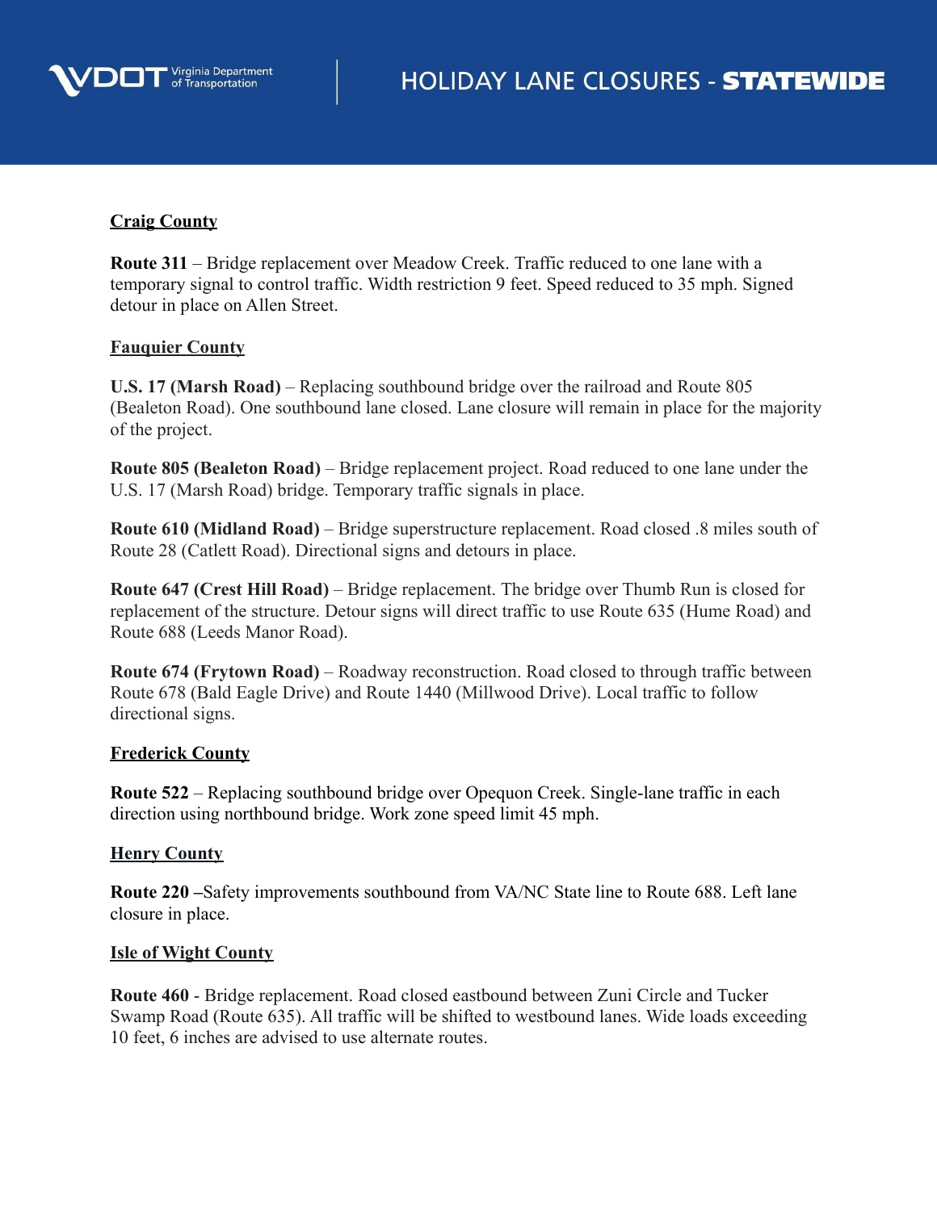**Craig County**

**Route 311** – Bridge replacement over Meadow Creek. Traffic reduced to one lane with a temporary signal to control traffic. Width restriction 9 feet. Speed reduced to 35 mph. Signed detour in place on Allen Street.

**Fauquier County**

**U.S. 17 (Marsh Road)** – Replacing southbound bridge over the railroad and Route 805 (Bealeton Road). One southbound lane closed. Lane closure will remain in place for the majority of the project.

**Route 805 (Bealeton Road)** – Bridge replacement project. Road reduced to one lane under the U.S. 17 (Marsh Road) bridge. Temporary traffic signals in place.

**Route 610 (Midland Road)** – Bridge superstructure replacement. Road closed .8 miles south of Route 28 (Catlett Road). Directional signs and detours in place.

**Route 647 (Crest Hill Road)** – Bridge replacement. The bridge over Thumb Run is closed for replacement of the structure. Detour signs will direct traffic to use Route 635 (Hume Road) and Route 688 (Leeds Manor Road).

**Route 674 (Frytown Road)** – Roadway reconstruction. Road closed to through traffic between Route 678 (Bald Eagle Drive) and Route 1440 (Millwood Drive). Local traffic to follow directional signs.

**Frederick County**

**Route 522** – Replacing southbound bridge over Opequon Creek. Single-lane traffic in each direction using northbound bridge. Work zone speed limit 45 mph.

**Henry County**

**Route 220 –**Safety improvements southbound from VA/NC State line to Route 688. Left lane closure in place.

**Isle of Wight County**

**Route 460** - Bridge replacement. Road closed eastbound between Zuni Circle and Tucker Swamp Road (Route 635). All traffic will be shifted to westbound lanes. Wide loads exceeding 10 feet, 6 inches are advised to use alternate routes.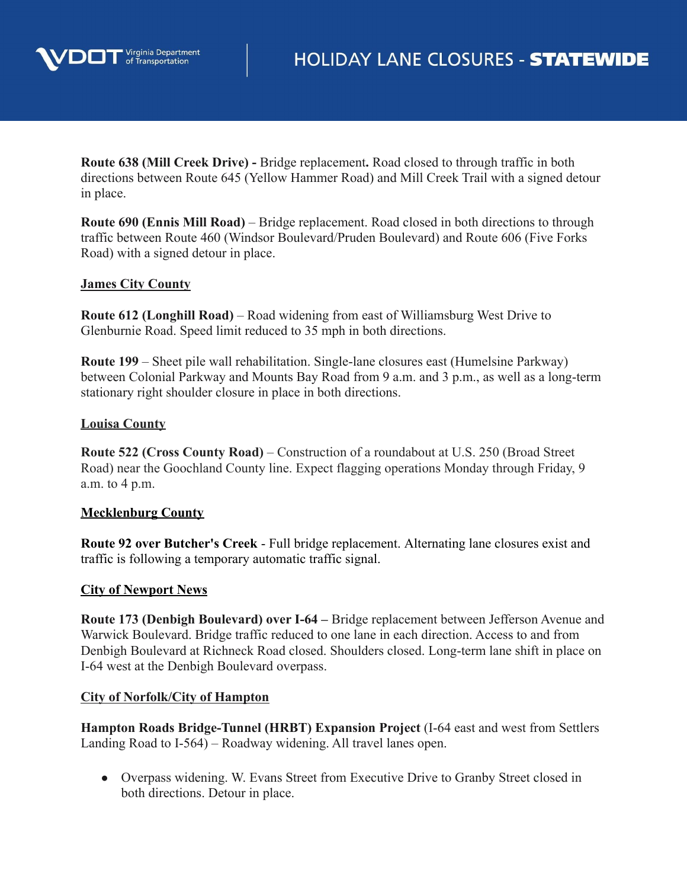**Route 638 (Mill Creek Drive) -** Bridge replacement**.** Road closed to through traffic in both directions between Route 645 (Yellow Hammer Road) and Mill Creek Trail with a signed detour in place.

**Route 690 (Ennis Mill Road)** – Bridge replacement. Road closed in both directions to through traffic between Route 460 (Windsor Boulevard/Pruden Boulevard) and Route 606 (Five Forks Road) with a signed detour in place.

### James City County

**Route 612 (Longhill Road)** – Road widening from east of Williamsburg West Drive to Glenburnie Road. Speed limit reduced to 35 mph in both directions.

**Route 199** – Sheet pile wall rehabilitation. Single-lane closures east (Humelsine Parkway) between Colonial Parkway and Mounts Bay Road from 9 a.m. and 3 p.m., as well as a long-term stationary right shoulder closure in place in both directions.

### Louisa County

**Route 522 (Cross County Road)** – Construction of a roundabout at U.S. 250 (Broad Street Road) near the Goochland County line. Expect flagging operations Monday through Friday, 9 a.m. to 4 p.m.

### Mecklenburg County

**Route 92 over Butcher's Creek** - Full bridge replacement. Alternating lane closures exist and traffic is following a temporary automatic traffic signal.

### City of Newport News

**Route 173 (Denbigh Boulevard) over I-64 –** Bridge replacement between Jefferson Avenue and Warwick Boulevard. Bridge traffic reduced to one lane in each direction. Access to and from Denbigh Boulevard at Richneck Road closed. Shoulders closed. Long-term lane shift in place on I-64 west at the Denbigh Boulevard overpass.

### City of Norfolk/City of Hampton

**Hampton Roads Bridge-Tunnel (HRBT) Expansion Project** (I-64 east and west from Settlers Landing Road to I-564) – Roadway widening. All travel lanes open.

- Overpass widening. W. Evans Street from Executive Drive to Granby Street closed in both directions. Detour in place.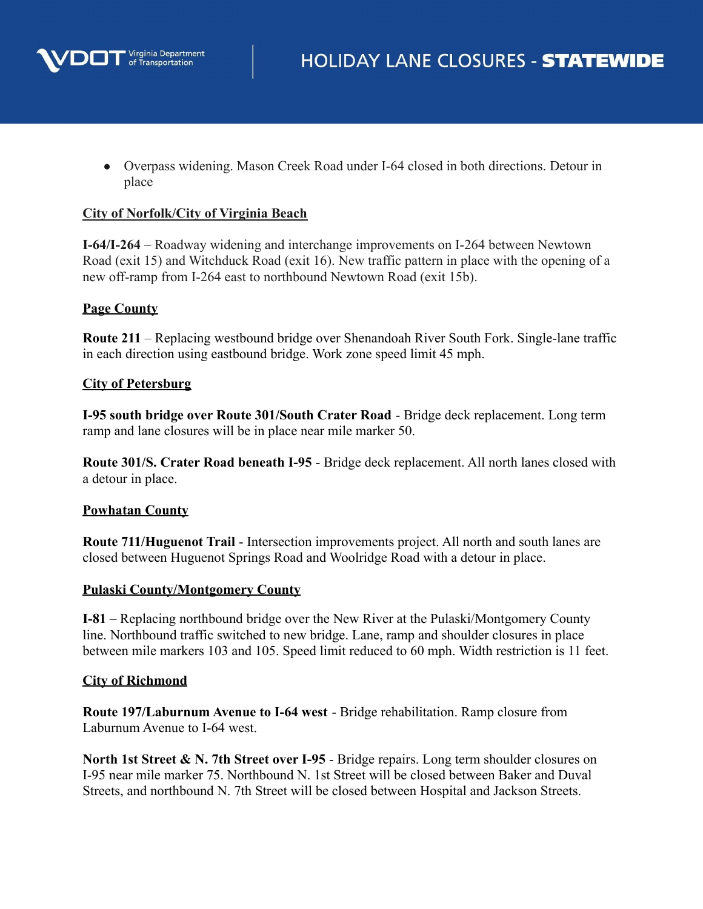- Overpass widening. Mason Creek Road under I-64 closed in both directions. Detour in place

**City of Norfolk/City of Virginia Beach**

**I-64/I-264** – Roadway widening and interchange improvements on I-264 between Newtown Road (exit 15) and Witchduck Road (exit 16). New traffic pattern in place with the opening of a new off-ramp from I-264 east to northbound Newtown Road (exit 15b).

**Page County**

**Route 211** – Replacing westbound bridge over Shenandoah River South Fork. Single-lane traffic in each direction using eastbound bridge. Work zone speed limit 45 mph.

**City of Petersburg**

**I-95 south bridge over Route 301/South Crater Road** - Bridge deck replacement. Long term ramp and lane closures will be in place near mile marker 50.

**Route 301/S. Crater Road beneath I-95** - Bridge deck replacement. All north lanes closed with a detour in place.

**Powhatan County**

**Route 711/Huguenot Trail** - Intersection improvements project. All north and south lanes are closed between Huguenot Springs Road and Woolridge Road with a detour in place.

**Pulaski County/Montgomery County**

**I-81** – Replacing northbound bridge over the New River at the Pulaski/Montgomery County line. Northbound traffic switched to new bridge. Lane, ramp and shoulder closures in place between mile markers 103 and 105. Speed limit reduced to 60 mph. Width restriction is 11 feet.

**City of Richmond**

**Route 197/Laburnum Avenue to I-64 west** - Bridge rehabilitation. Ramp closure from Laburnum Avenue to I-64 west.

**North 1st Street & N. 7th Street over I-95** - Bridge repairs. Long term shoulder closures on I-95 near mile marker 75. Northbound N. 1st Street will be closed between Baker and Duval Streets, and northbound N. 7th Street will be closed between Hospital and Jackson Streets.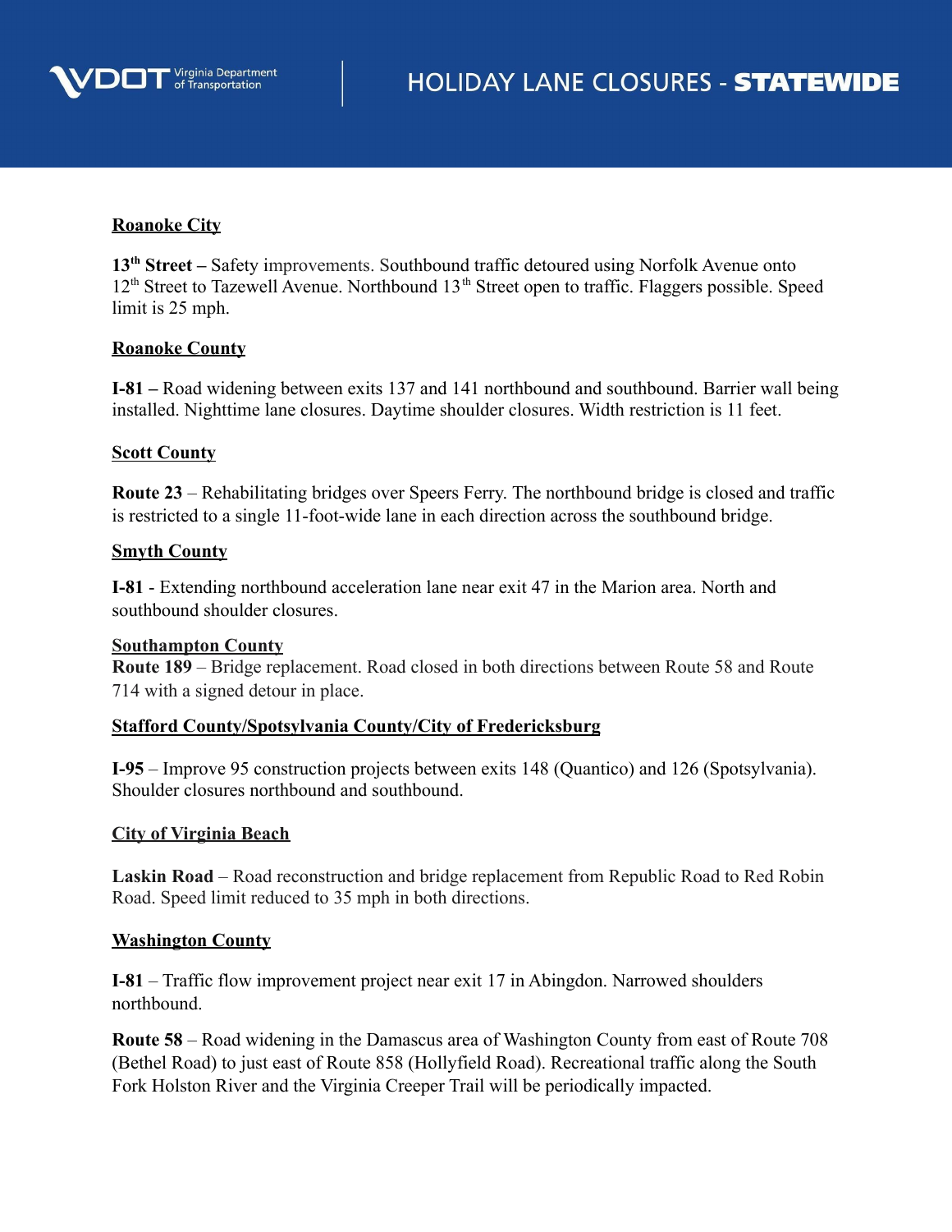**Roanoke City**

**13th Street –** Safety improvements. Southbound traffic detoured using Norfolk Avenue onto 12th Street to Tazewell Avenue. Northbound 13th Street open to traffic. Flaggers possible. Speed limit is 25 mph.

**Roanoke County**

**I-81 –** Road widening between exits 137 and 141 northbound and southbound. Barrier wall being installed. Nighttime lane closures. Daytime shoulder closures. Width restriction is 11 feet.

**Scott County**

**Route 23** – Rehabilitating bridges over Speers Ferry. The northbound bridge is closed and traffic is restricted to a single 11-foot-wide lane in each direction across the southbound bridge.

**Smyth County**

**I-81** - Extending northbound acceleration lane near exit 47 in the Marion area. North and southbound shoulder closures.

**Southampton County**

**Route 189** – Bridge replacement. Road closed in both directions between Route 58 and Route 714 with a signed detour in place.

**Stafford County/Spotsylvania County/City of Fredericksburg**

**I-95** – Improve 95 construction projects between exits 148 (Quantico) and 126 (Spotsylvania). Shoulder closures northbound and southbound.

**City of Virginia Beach**

**Laskin Road** – Road reconstruction and bridge replacement from Republic Road to Red Robin Road. Speed limit reduced to 35 mph in both directions.

**Washington County**

**I-81** – Traffic flow improvement project near exit 17 in Abingdon. Narrowed shoulders northbound.

**Route 58** – Road widening in the Damascus area of Washington County from east of Route 708 (Bethel Road) to just east of Route 858 (Hollyfield Road). Recreational traffic along the South Fork Holston River and the Virginia Creeper Trail will be periodically impacted.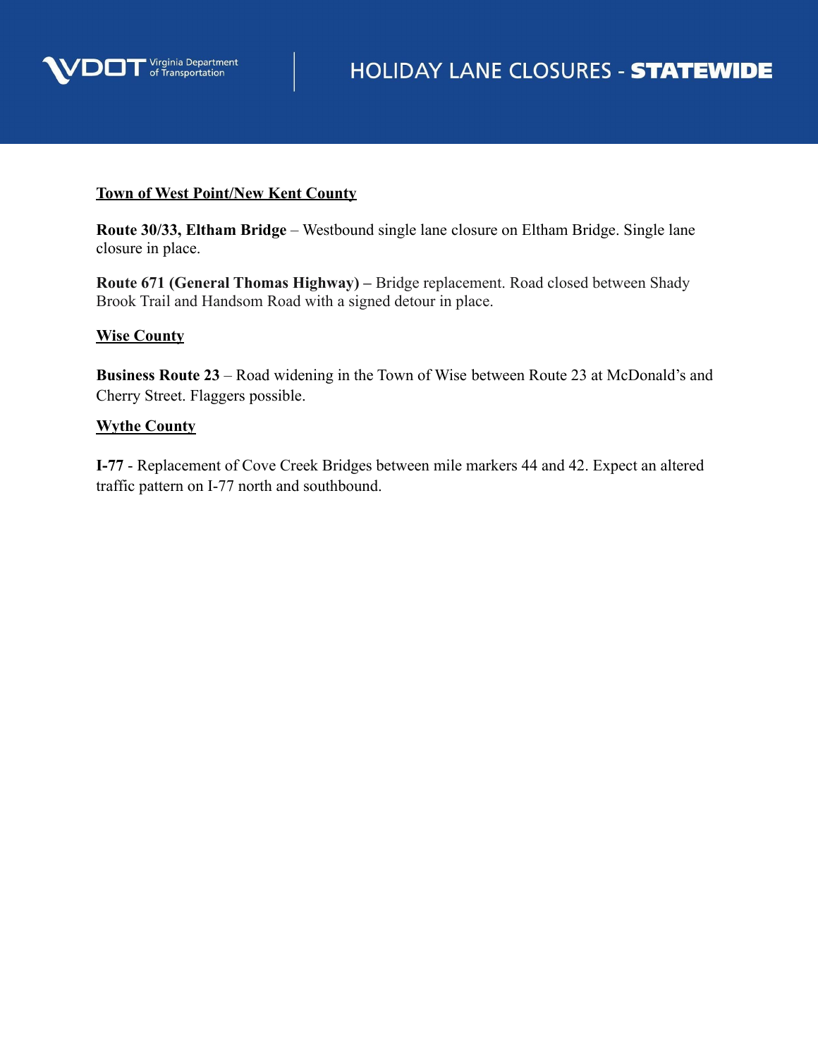**Town of West Point/New Kent County**

**Route 30/33, Eltham Bridge** – Westbound single lane closure on Eltham Bridge. Single lane closure in place.

**Route 671 (General Thomas Highway) –** Bridge replacement. Road closed between Shady Brook Trail and Handsom Road with a signed detour in place.

**Wise County**

**Business Route 23** – Road widening in the Town of Wise between Route 23 at McDonald's and Cherry Street. Flaggers possible.

**Wythe County**

**I-77** - Replacement of Cove Creek Bridges between mile markers 44 and 42. Expect an altered traffic pattern on I-77 north and southbound.